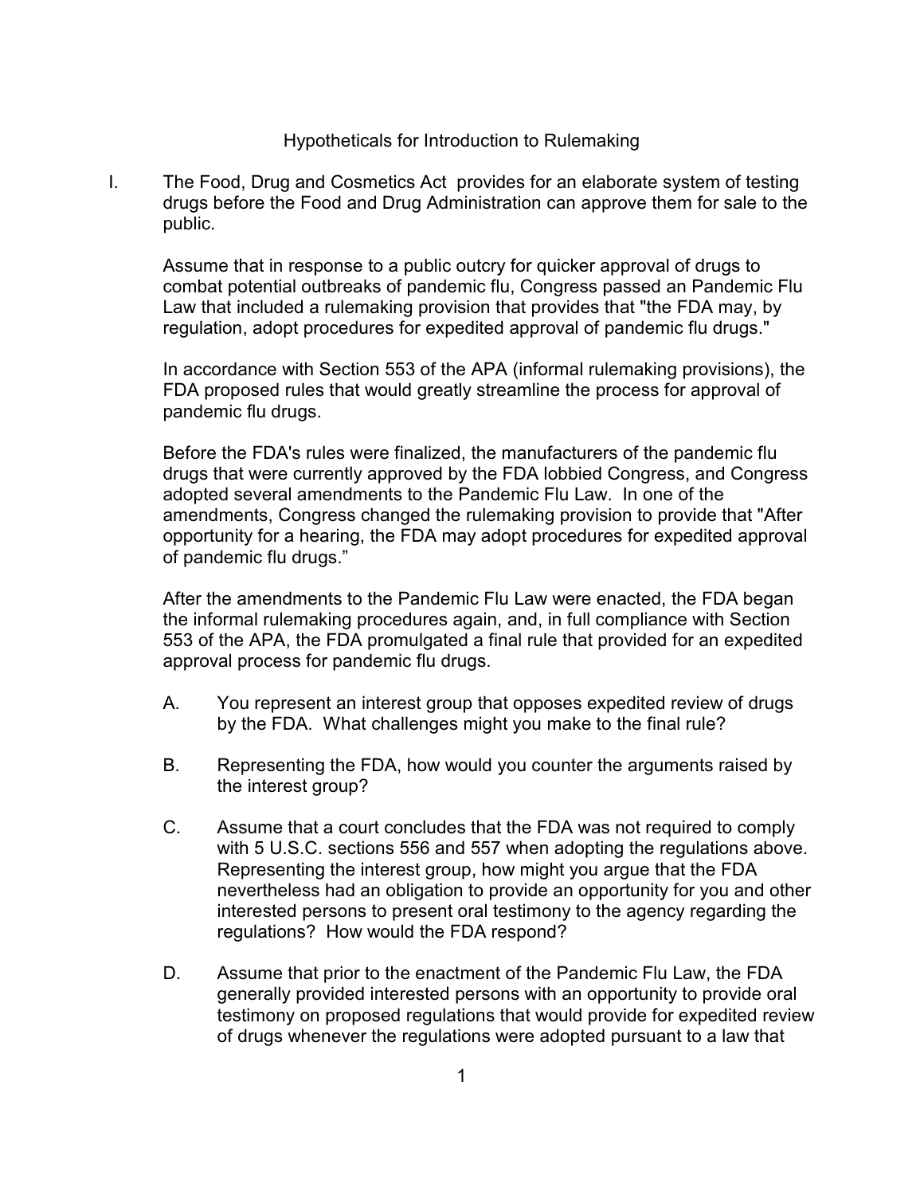# Hypotheticals for Introduction to Rulemaking

I. The Food, Drug and Cosmetics Act provides for an elaborate system of testing drugs before the Food and Drug Administration can approve them for sale to the public.

Assume that in response to a public outcry for quicker approval of drugs to combat potential outbreaks of pandemic flu, Congress passed an Pandemic Flu Law that included a rulemaking provision that provides that "the FDA may, by regulation, adopt procedures for expedited approval of pandemic flu drugs."

In accordance with Section 553 of the APA (informal rulemaking provisions), the FDA proposed rules that would greatly streamline the process for approval of pandemic flu drugs.

Before the FDA's rules were finalized, the manufacturers of the pandemic flu drugs that were currently approved by the FDA lobbied Congress, and Congress adopted several amendments to the Pandemic Flu Law. In one of the amendments, Congress changed the rulemaking provision to provide that "After opportunity for a hearing, the FDA may adopt procedures for expedited approval of pandemic flu drugs."

After the amendments to the Pandemic Flu Law were enacted, the FDA began the informal rulemaking procedures again, and, in full compliance with Section 553 of the APA, the FDA promulgated a final rule that provided for an expedited approval process for pandemic flu drugs.

A. You represent an interest group that opposes expedited review of drugs by the FDA. What challenges might you make to the final rule?

B. Representing the FDA, how would you counter the arguments raised by the interest group?

C. Assume that a court concludes that the FDA was not required to comply with 5 U.S.C. sections 556 and 557 when adopting the regulations above. Representing the interest group, how might you argue that the FDA nevertheless had an obligation to provide an opportunity for you and other interested persons to present oral testimony to the agency regarding the regulations? How would the FDA respond?

D. Assume that prior to the enactment of the Pandemic Flu Law, the FDA generally provided interested persons with an opportunity to provide oral testimony on proposed regulations that would provide for expedited review of drugs whenever the regulations were adopted pursuant to a law that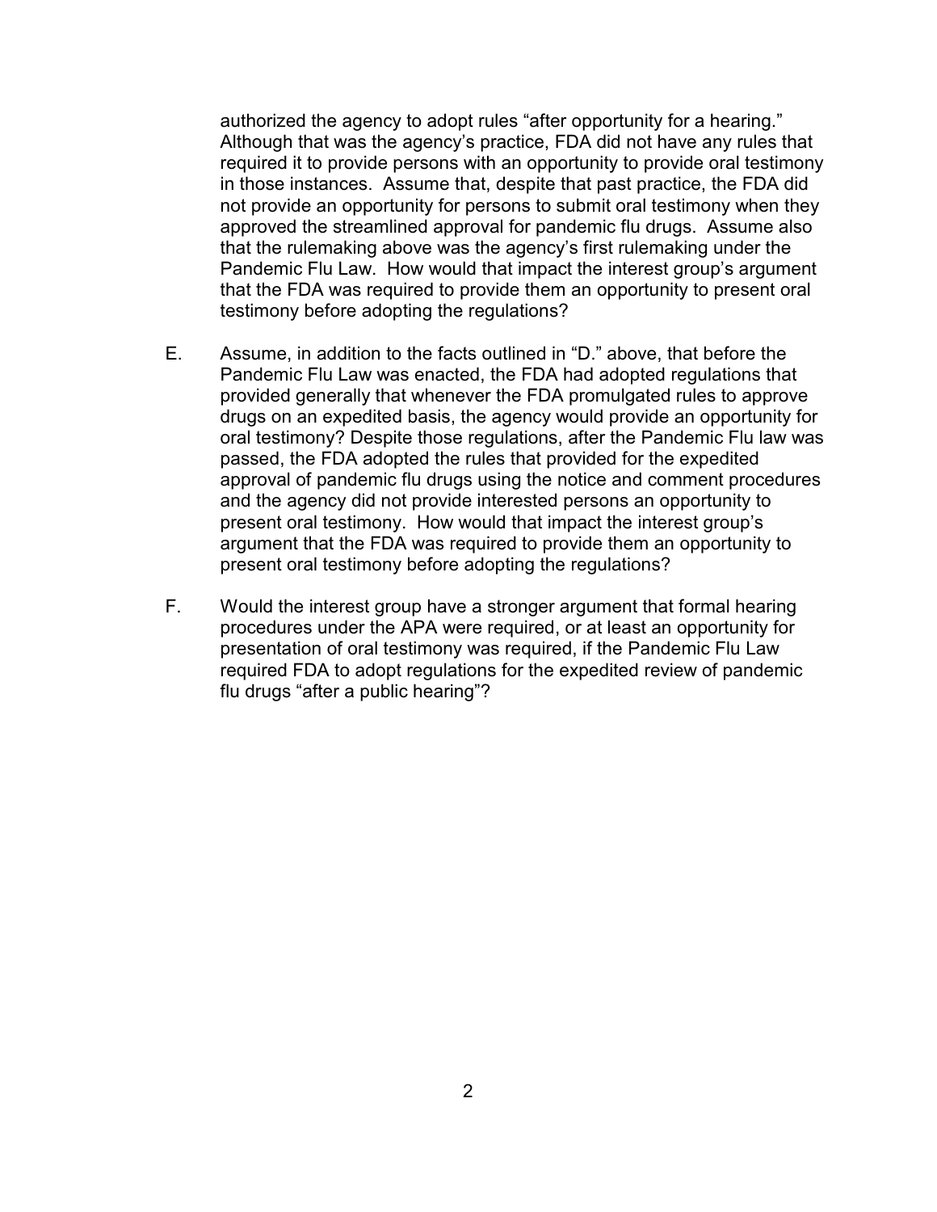authorized the agency to adopt rules "after opportunity for a hearing." Although that was the agency's practice, FDA did not have any rules that required it to provide persons with an opportunity to provide oral testimony in those instances. Assume that, despite that past practice, the FDA did not provide an opportunity for persons to submit oral testimony when they approved the streamlined approval for pandemic flu drugs. Assume also that the rulemaking above was the agency's first rulemaking under the Pandemic Flu Law. How would that impact the interest group's argument that the FDA was required to provide them an opportunity to present oral testimony before adopting the regulations?

E. Assume, in addition to the facts outlined in "D." above, that before the Pandemic Flu Law was enacted, the FDA had adopted regulations that provided generally that whenever the FDA promulgated rules to approve drugs on an expedited basis, the agency would provide an opportunity for oral testimony? Despite those regulations, after the Pandemic Flu law was passed, the FDA adopted the rules that provided for the expedited approval of pandemic flu drugs using the notice and comment procedures and the agency did not provide interested persons an opportunity to present oral testimony. How would that impact the interest group's argument that the FDA was required to provide them an opportunity to present oral testimony before adopting the regulations?

F. Would the interest group have a stronger argument that formal hearing procedures under the APA were required, or at least an opportunity for presentation of oral testimony was required, if the Pandemic Flu Law required FDA to adopt regulations for the expedited review of pandemic flu drugs "after a public hearing"?